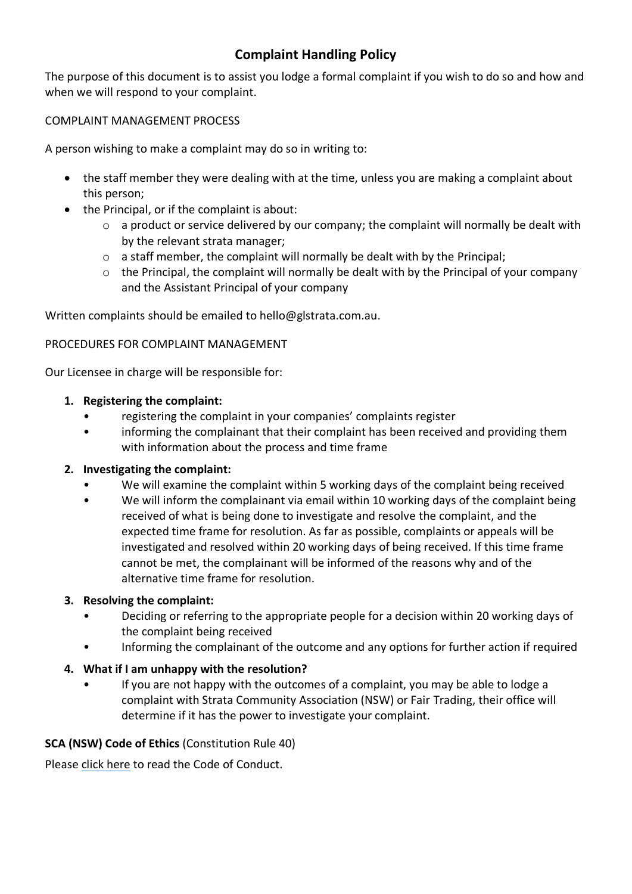# Complaint Handling Policy

The purpose of this document is to assist you lodge a formal complaint if you wish to do so and how and when we will respond to your complaint.

COMPLAINT MANAGEMENT PROCESS

A person wishing to make a complaint may do so in writing to:

- the staff member they were dealing with at the time, unless you are making a complaint about this person;
- the Principal, or if the complaint is about:
  - a product or service delivered by our company; the complaint will normally be dealt with by the relevant strata manager;
  - a staff member, the complaint will normally be dealt with by the Principal;
  - the Principal, the complaint will normally be dealt with by the Principal of your company and the Assistant Principal of your company

Written complaints should be emailed to hello@glstrata.com.au.

PROCEDURES FOR COMPLAINT MANAGEMENT

Our Licensee in charge will be responsible for:

1. **Registering the complaint:**
   - registering the complaint in your companies' complaints register
   - informing the complainant that their complaint has been received and providing them with information about the process and time frame
2. **Investigating the complaint:**
   - We will examine the complaint within 5 working days of the complaint being received
   - We will inform the complainant via email within 10 working days of the complaint being received of what is being done to investigate and resolve the complaint, and the expected time frame for resolution. As far as possible, complaints or appeals will be investigated and resolved within 20 working days of being received. If this time frame cannot be met, the complainant will be informed of the reasons why and of the alternative time frame for resolution.
3. **Resolving the complaint:**
   - Deciding or referring to the appropriate people for a decision within 20 working days of the complaint being received
   - Informing the complainant of the outcome and any options for further action if required
4. **What if I am unhappy with the resolution?**
   - If you are not happy with the outcomes of a complaint, you may be able to lodge a complaint with Strata Community Association (NSW) or Fair Trading, their office will determine if it has the power to investigate your complaint.

**SCA (NSW) Code of Ethics** (Constitution Rule 40)

Please click here to read the Code of Conduct.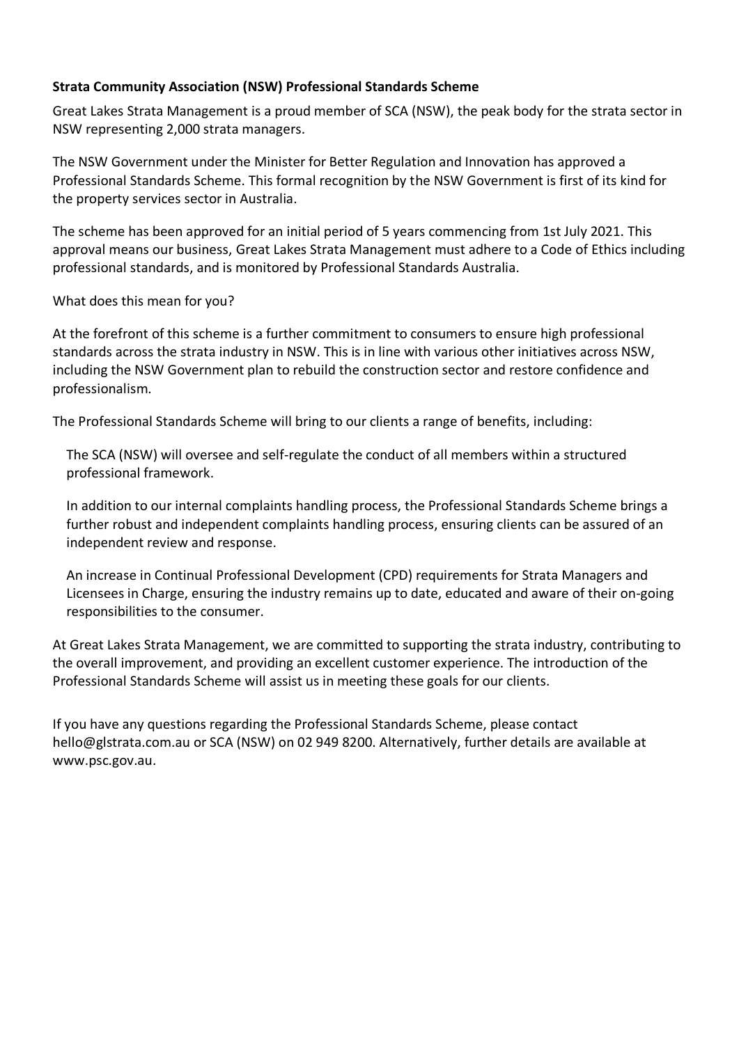**Strata Community Association (NSW) Professional Standards Scheme**

Great Lakes Strata Management is a proud member of SCA (NSW), the peak body for the strata sector in NSW representing 2,000 strata managers.

The NSW Government under the Minister for Better Regulation and Innovation has approved a Professional Standards Scheme. This formal recognition by the NSW Government is first of its kind for the property services sector in Australia.

The scheme has been approved for an initial period of 5 years commencing from 1st July 2021. This approval means our business, Great Lakes Strata Management must adhere to a Code of Ethics including professional standards, and is monitored by Professional Standards Australia.

What does this mean for you?

At the forefront of this scheme is a further commitment to consumers to ensure high professional standards across the strata industry in NSW. This is in line with various other initiatives across NSW, including the NSW Government plan to rebuild the construction sector and restore confidence and professionalism.

The Professional Standards Scheme will bring to our clients a range of benefits, including:

- The SCA (NSW) will oversee and self-regulate the conduct of all members within a structured professional framework.
- In addition to our internal complaints handling process, the Professional Standards Scheme brings a further robust and independent complaints handling process, ensuring clients can be assured of an independent review and response.
- An increase in Continual Professional Development (CPD) requirements for Strata Managers and Licensees in Charge, ensuring the industry remains up to date, educated and aware of their on-going responsibilities to the consumer.

At Great Lakes Strata Management, we are committed to supporting the strata industry, contributing to the overall improvement, and providing an excellent customer experience. The introduction of the Professional Standards Scheme will assist us in meeting these goals for our clients.

If you have any questions regarding the Professional Standards Scheme, please contact hello@glstrata.com.au or SCA (NSW) on 02 949 8200. Alternatively, further details are available at www.psc.gov.au.